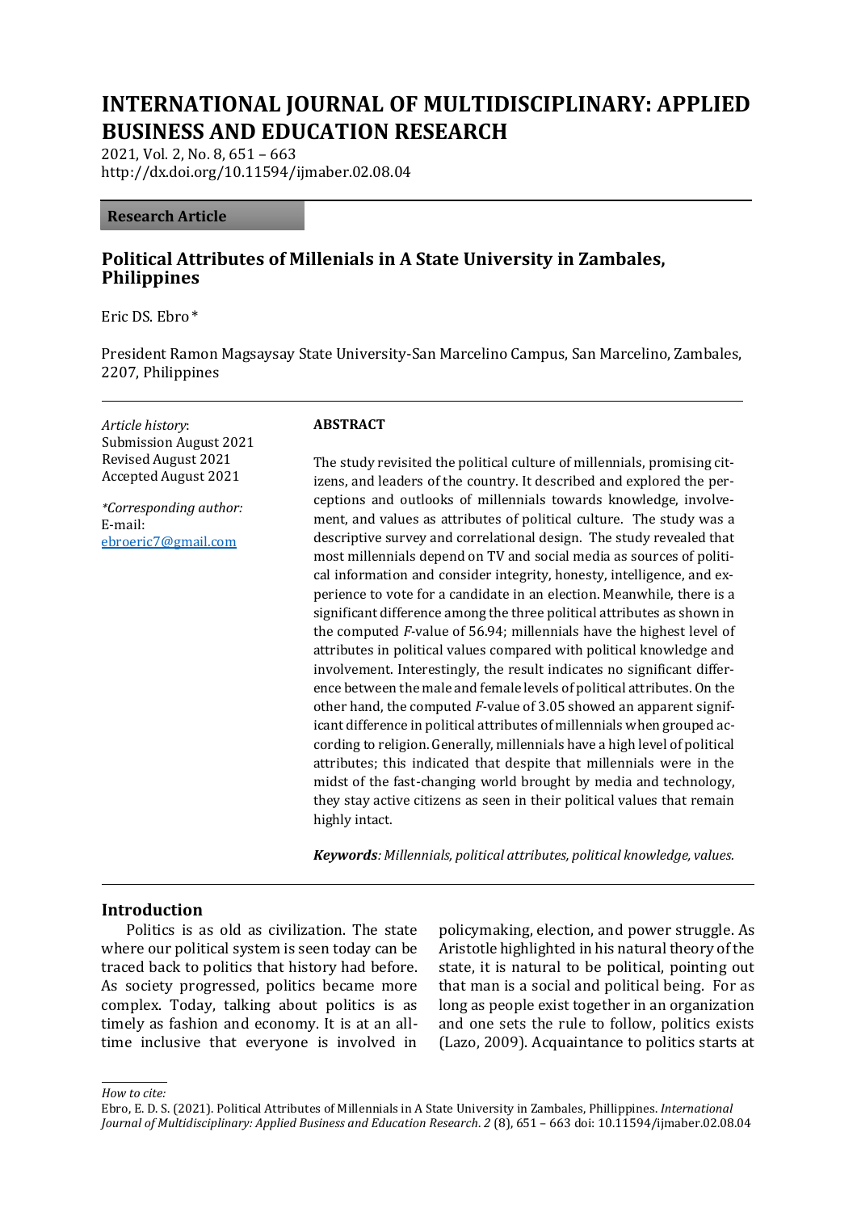# INTERNATIONAL JOURNAL OF MULTIDISCIPLINARY: APPLIED BUSINESS AND EDUCATION RESEARCH

2021, Vol. 2, No. 8, 651 – 663
http://dx.doi.org/10.11594/ijmaber.02.08.04

**Research Article**

## Political Attributes of Millenials in A State University in Zambales, Philippines

Eric DS. Ebro*

President Ramon Magsaysay State University-San Marcelino Campus, San Marcelino, Zambales, 2207, Philippines

*Article history*:
Submission August 2021
Revised August 2021
Accepted August 2021

*\*Corresponding author:*
E-mail:
ebroeric7@gmail.com

**ABSTRACT**

The study revisited the political culture of millennials, promising citizens, and leaders of the country. It described and explored the perceptions and outlooks of millennials towards knowledge, involvement, and values as attributes of political culture. The study was a descriptive survey and correlational design. The study revealed that most millennials depend on TV and social media as sources of political information and consider integrity, honesty, intelligence, and experience to vote for a candidate in an election. Meanwhile, there is a significant difference among the three political attributes as shown in the computed *F*-value of 56.94; millennials have the highest level of attributes in political values compared with political knowledge and involvement. Interestingly, the result indicates no significant difference between the male and female levels of political attributes. On the other hand, the computed *F*-value of 3.05 showed an apparent significant difference in political attributes of millennials when grouped according to religion. Generally, millennials have a high level of political attributes; this indicated that despite that millennials were in the midst of the fast-changing world brought by media and technology, they stay active citizens as seen in their political values that remain highly intact.

***Keywords****: Millennials, political attributes, political knowledge, values.*

## Introduction

Politics is as old as civilization. The state where our political system is seen today can be traced back to politics that history had before. As society progressed, politics became more complex. Today, talking about politics is as timely as fashion and economy. It is at an all-time inclusive that everyone is involved in policymaking, election, and power struggle. As Aristotle highlighted in his natural theory of the state, it is natural to be political, pointing out that man is a social and political being. For as long as people exist together in an organization and one sets the rule to follow, politics exists (Lazo, 2009). Acquaintance to politics starts at

*How to cite:*
Ebro, E. D. S. (2021). Political Attributes of Millenials in A State University in Zambales, Phillippines. *International Journal of Multidisciplinary: Applied Business and Education Research*. *2* (8), 651 – 663 doi: 10.11594/ijmaber.02.08.04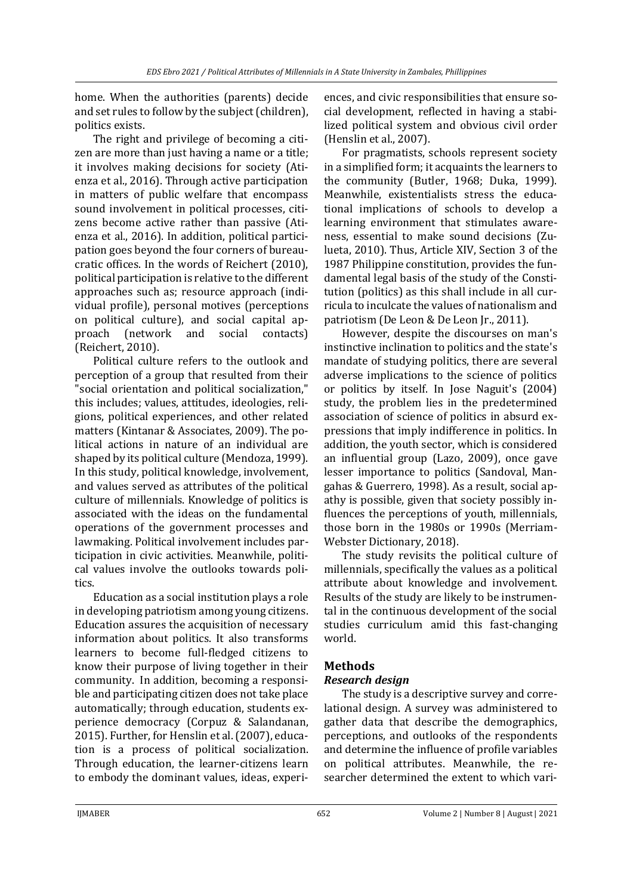home. When the authorities (parents) decide and set rules to follow by the subject (children), politics exists.

The right and privilege of becoming a citizen are more than just having a name or a title; it involves making decisions for society (Atienza et al., 2016). Through active participation in matters of public welfare that encompass sound involvement in political processes, citizens become active rather than passive (Atienza et al., 2016). In addition, political participation goes beyond the four corners of bureaucratic offices. In the words of Reichert (2010), political participation is relative to the different approaches such as; resource approach (individual profile), personal motives (perceptions on political culture), and social capital approach (network and social contacts) (Reichert, 2010).

Political culture refers to the outlook and perception of a group that resulted from their "social orientation and political socialization," this includes; values, attitudes, ideologies, religions, political experiences, and other related matters (Kintanar & Associates, 2009). The political actions in nature of an individual are shaped by its political culture (Mendoza, 1999). In this study, political knowledge, involvement, and values served as attributes of the political culture of millennials. Knowledge of politics is associated with the ideas on the fundamental operations of the government processes and lawmaking. Political involvement includes participation in civic activities. Meanwhile, political values involve the outlooks towards politics.

Education as a social institution plays a role in developing patriotism among young citizens. Education assures the acquisition of necessary information about politics. It also transforms learners to become full-fledged citizens to know their purpose of living together in their community. In addition, becoming a responsible and participating citizen does not take place automatically; through education, students experience democracy (Corpuz & Salandanan, 2015). Further, for Henslin et al. (2007), education is a process of political socialization. Through education, the learner-citizens learn to embody the dominant values, ideas, experiences, and civic responsibilities that ensure social development, reflected in having a stabilized political system and obvious civil order (Henslin et al., 2007).

For pragmatists, schools represent society in a simplified form; it acquaints the learners to the community (Butler, 1968; Duka, 1999). Meanwhile, existentialists stress the educational implications of schools to develop a learning environment that stimulates awareness, essential to make sound decisions (Zulueta, 2010). Thus, Article XIV, Section 3 of the 1987 Philippine constitution, provides the fundamental legal basis of the study of the Constitution (politics) as this shall include in all curricula to inculcate the values of nationalism and patriotism (De Leon & De Leon Jr., 2011).

However, despite the discourses on man's instinctive inclination to politics and the state's mandate of studying politics, there are several adverse implications to the science of politics or politics by itself. In Jose Naguit's (2004) study, the problem lies in the predetermined association of science of politics in absurd expressions that imply indifference in politics. In addition, the youth sector, which is considered an influential group (Lazo, 2009), once gave lesser importance to politics (Sandoval, Mangahas & Guerrero, 1998). As a result, social apathy is possible, given that society possibly influences the perceptions of youth, millennials, those born in the 1980s or 1990s (Merriam-Webster Dictionary, 2018).

The study revisits the political culture of millennials, specifically the values as a political attribute about knowledge and involvement. Results of the study are likely to be instrumental in the continuous development of the social studies curriculum amid this fast-changing world.

## Methods

### *Research design*

The study is a descriptive survey and correlational design. A survey was administered to gather data that describe the demographics, perceptions, and outlooks of the respondents and determine the influence of profile variables on political attributes. Meanwhile, the researcher determined the extent to which vari-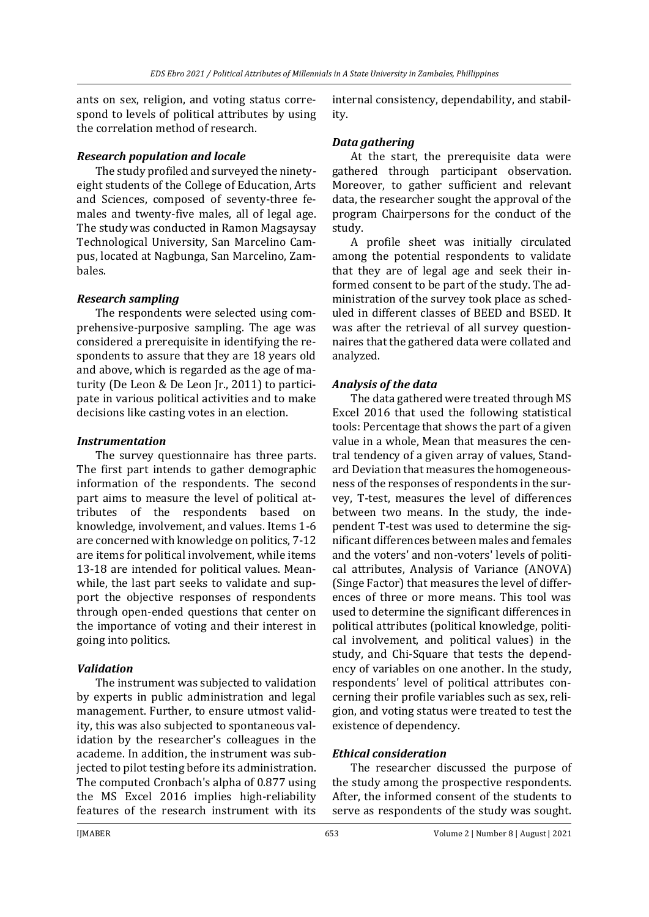ants on sex, religion, and voting status correspond to levels of political attributes by using the correlation method of research.

### *Research population and locale*

The study profiled and surveyed the ninety-eight students of the College of Education, Arts and Sciences, composed of seventy-three females and twenty-five males, all of legal age. The study was conducted in Ramon Magsaysay Technological University, San Marcelino Campus, located at Nagbunga, San Marcelino, Zambales.

### *Research sampling*

The respondents were selected using comprehensive-purposive sampling. The age was considered a prerequisite in identifying the respondents to assure that they are 18 years old and above, which is regarded as the age of maturity (De Leon & De Leon Jr., 2011) to participate in various political activities and to make decisions like casting votes in an election.

### *Instrumentation*

The survey questionnaire has three parts. The first part intends to gather demographic information of the respondents. The second part aims to measure the level of political attributes of the respondents based on knowledge, involvement, and values. Items 1-6 are concerned with knowledge on politics, 7-12 are items for political involvement, while items 13-18 are intended for political values. Meanwhile, the last part seeks to validate and support the objective responses of respondents through open-ended questions that center on the importance of voting and their interest in going into politics.

### *Validation*

The instrument was subjected to validation by experts in public administration and legal management. Further, to ensure utmost validity, this was also subjected to spontaneous validation by the researcher's colleagues in the academe. In addition, the instrument was subjected to pilot testing before its administration. The computed Cronbach's alpha of 0.877 using the MS Excel 2016 implies high-reliability features of the research instrument with its internal consistency, dependability, and stability.

### *Data gathering*

At the start, the prerequisite data were gathered through participant observation. Moreover, to gather sufficient and relevant data, the researcher sought the approval of the program Chairpersons for the conduct of the study.

A profile sheet was initially circulated among the potential respondents to validate that they are of legal age and seek their informed consent to be part of the study. The administration of the survey took place as scheduled in different classes of BEED and BSED. It was after the retrieval of all survey questionnaires that the gathered data were collated and analyzed.

### *Analysis of the data*

The data gathered were treated through MS Excel 2016 that used the following statistical tools: Percentage that shows the part of a given value in a whole, Mean that measures the central tendency of a given array of values, Standard Deviation that measures the homogeneousness of the responses of respondents in the survey, T-test, measures the level of differences between two means. In the study, the independent T-test was used to determine the significant differences between males and females and the voters' and non-voters' levels of political attributes, Analysis of Variance (ANOVA) (Singe Factor) that measures the level of differences of three or more means. This tool was used to determine the significant differences in political attributes (political knowledge, political involvement, and political values) in the study, and Chi-Square that tests the dependency of variables on one another. In the study, respondents' level of political attributes concerning their profile variables such as sex, religion, and voting status were treated to test the existence of dependency.

### *Ethical consideration*

The researcher discussed the purpose of the study among the prospective respondents. After, the informed consent of the students to serve as respondents of the study was sought.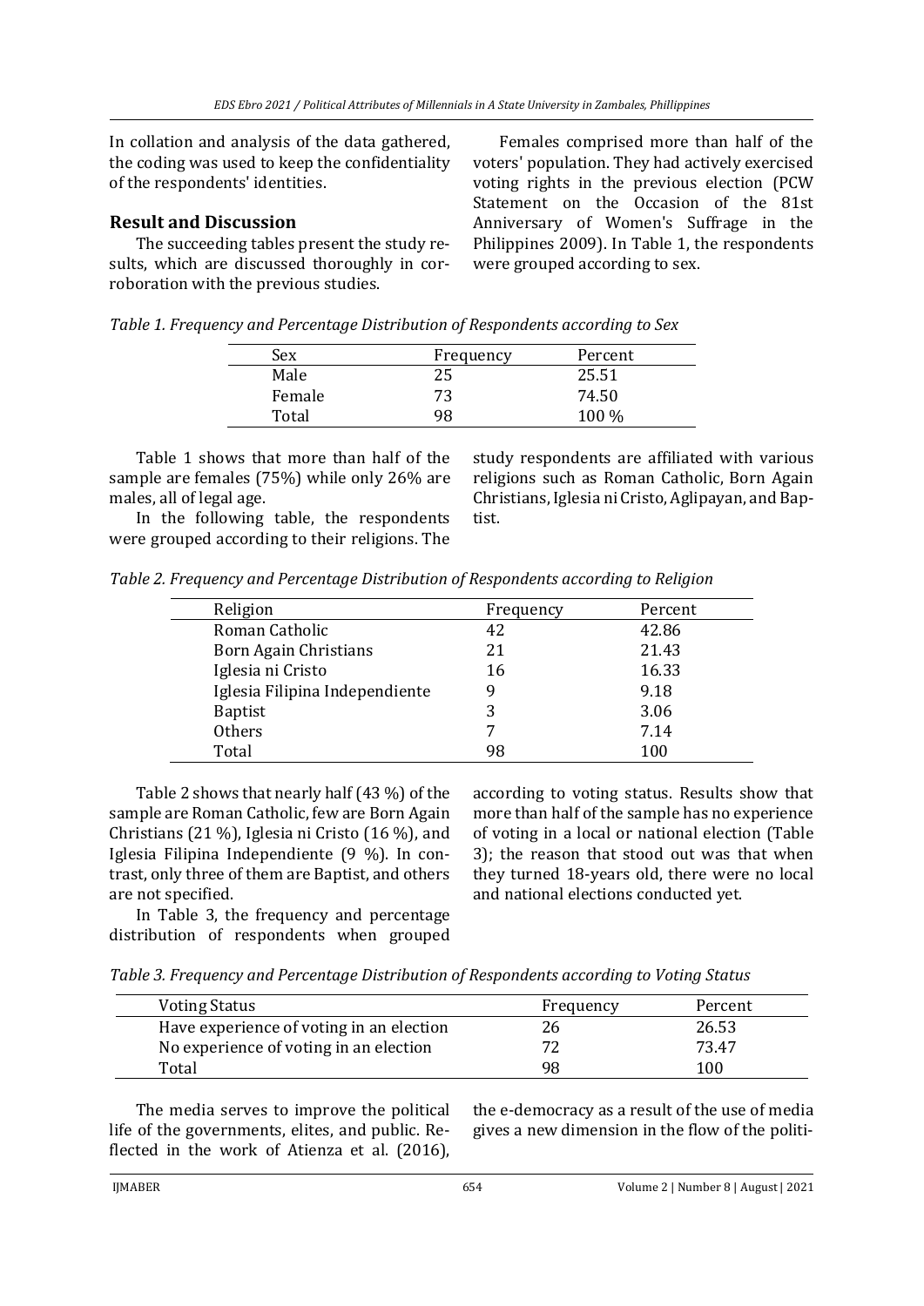In collation and analysis of the data gathered, the coding was used to keep the confidentiality of the respondents' identities.

## Result and Discussion

The succeeding tables present the study results, which are discussed thoroughly in corroboration with the previous studies.

Females comprised more than half of the voters' population. They had actively exercised voting rights in the previous election (PCW Statement on the Occasion of the 81st Anniversary of Women's Suffrage in the Philippines 2009). In Table 1, the respondents were grouped according to sex.

*Table 1. Frequency and Percentage Distribution of Respondents according to Sex*

| Sex | Frequency | Percent |
|---|---|---|
| Male | 25 | 25.51 |
| Female | 73 | 74.50 |
| Total | 98 | 100 % |

Table 1 shows that more than half of the sample are females (75%) while only 26% are males, all of legal age.

In the following table, the respondents were grouped according to their religions. The study respondents are affiliated with various religions such as Roman Catholic, Born Again Christians, Iglesia ni Cristo, Aglipayan, and Baptist.

*Table 2. Frequency and Percentage Distribution of Respondents according to Religion*

| Religion | Frequency | Percent |
|---|---|---|
| Roman Catholic | 42 | 42.86 |
| Born Again Christians | 21 | 21.43 |
| Iglesia ni Cristo | 16 | 16.33 |
| Iglesia Filipina Independiente | 9 | 9.18 |
| Baptist | 3 | 3.06 |
| Others | 7 | 7.14 |
| Total | 98 | 100 |

Table 2 shows that nearly half (43 %) of the sample are Roman Catholic, few are Born Again Christians (21 %), Iglesia ni Cristo (16 %), and Iglesia Filipina Independiente (9 %). In contrast, only three of them are Baptist, and others are not specified.

In Table 3, the frequency and percentage distribution of respondents when grouped according to voting status. Results show that more than half of the sample has no experience of voting in a local or national election (Table 3); the reason that stood out was that when they turned 18-years old, there were no local and national elections conducted yet.

*Table 3. Frequency and Percentage Distribution of Respondents according to Voting Status*

| Voting Status | Frequency | Percent |
|---|---|---|
| Have experience of voting in an election | 26 | 26.53 |
| No experience of voting in an election | 72 | 73.47 |
| Total | 98 | 100 |

The media serves to improve the political life of the governments, elites, and public. Reflected in the work of Atienza et al. (2016), the e-democracy as a result of the use of media gives a new dimension in the flow of the politi-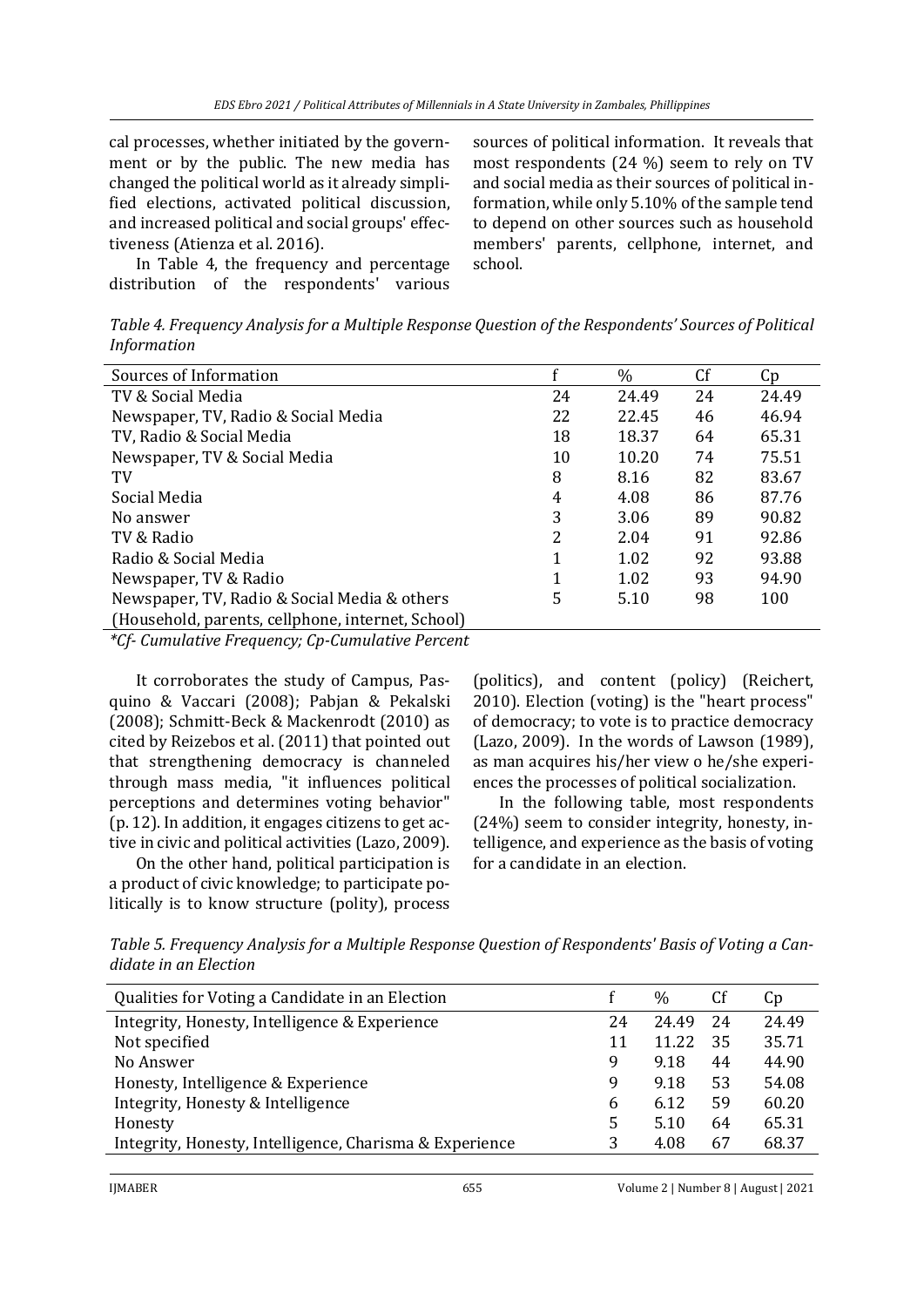cal processes, whether initiated by the government or by the public. The new media has changed the political world as it already simplified elections, activated political discussion, and increased political and social groups' effectiveness (Atienza et al. 2016).

In Table 4, the frequency and percentage distribution of the respondents' various sources of political information. It reveals that most respondents (24 %) seem to rely on TV and social media as their sources of political information, while only 5.10% of the sample tend to depend on other sources such as household members' parents, cellphone, internet, and school.

*Table 4. Frequency Analysis for a Multiple Response Question of the Respondents' Sources of Political Information*

| Sources of Information | f | % | Cf | Cp |
|---|---|---|---|---|
| TV & Social Media | 24 | 24.49 | 24 | 24.49 |
| Newspaper, TV, Radio & Social Media | 22 | 22.45 | 46 | 46.94 |
| TV, Radio & Social Media | 18 | 18.37 | 64 | 65.31 |
| Newspaper, TV & Social Media | 10 | 10.20 | 74 | 75.51 |
| TV | 8 | 8.16 | 82 | 83.67 |
| Social Media | 4 | 4.08 | 86 | 87.76 |
| No answer | 3 | 3.06 | 89 | 90.82 |
| TV & Radio | 2 | 2.04 | 91 | 92.86 |
| Radio & Social Media | 1 | 1.02 | 92 | 93.88 |
| Newspaper, TV & Radio | 1 | 1.02 | 93 | 94.90 |
| Newspaper, TV, Radio & Social Media & others (Household, parents, cellphone, internet, School) | 5 | 5.10 | 98 | 100 |

*\*Cf- Cumulative Frequency; Cp-Cumulative Percent*

It corroborates the study of Campus, Pasquino & Vaccari (2008); Pabjan & Pekalski (2008); Schmitt-Beck & Mackenrodt (2010) as cited by Reizebos et al. (2011) that pointed out that strengthening democracy is channeled through mass media, "it influences political perceptions and determines voting behavior" (p. 12). In addition, it engages citizens to get active in civic and political activities (Lazo, 2009).

On the other hand, political participation is a product of civic knowledge; to participate politically is to know structure (polity), process (politics), and content (policy) (Reichert, 2010). Election (voting) is the "heart process" of democracy; to vote is to practice democracy (Lazo, 2009). In the words of Lawson (1989), as man acquires his/her view o he/she experiences the processes of political socialization.

In the following table, most respondents (24%) seem to consider integrity, honesty, intelligence, and experience as the basis of voting for a candidate in an election.

*Table 5. Frequency Analysis for a Multiple Response Question of Respondents' Basis of Voting a Candidate in an Election*

| Qualities for Voting a Candidate in an Election | f | % | Cf | Cp |
|---|---|---|---|---|
| Integrity, Honesty, Intelligence & Experience | 24 | 24.49 | 24 | 24.49 |
| Not specified | 11 | 11.22 | 35 | 35.71 |
| No Answer | 9 | 9.18 | 44 | 44.90 |
| Honesty, Intelligence & Experience | 9 | 9.18 | 53 | 54.08 |
| Integrity, Honesty & Intelligence | 6 | 6.12 | 59 | 60.20 |
| Honesty | 5 | 5.10 | 64 | 65.31 |
| Integrity, Honesty, Intelligence, Charisma & Experience | 3 | 4.08 | 67 | 68.37 |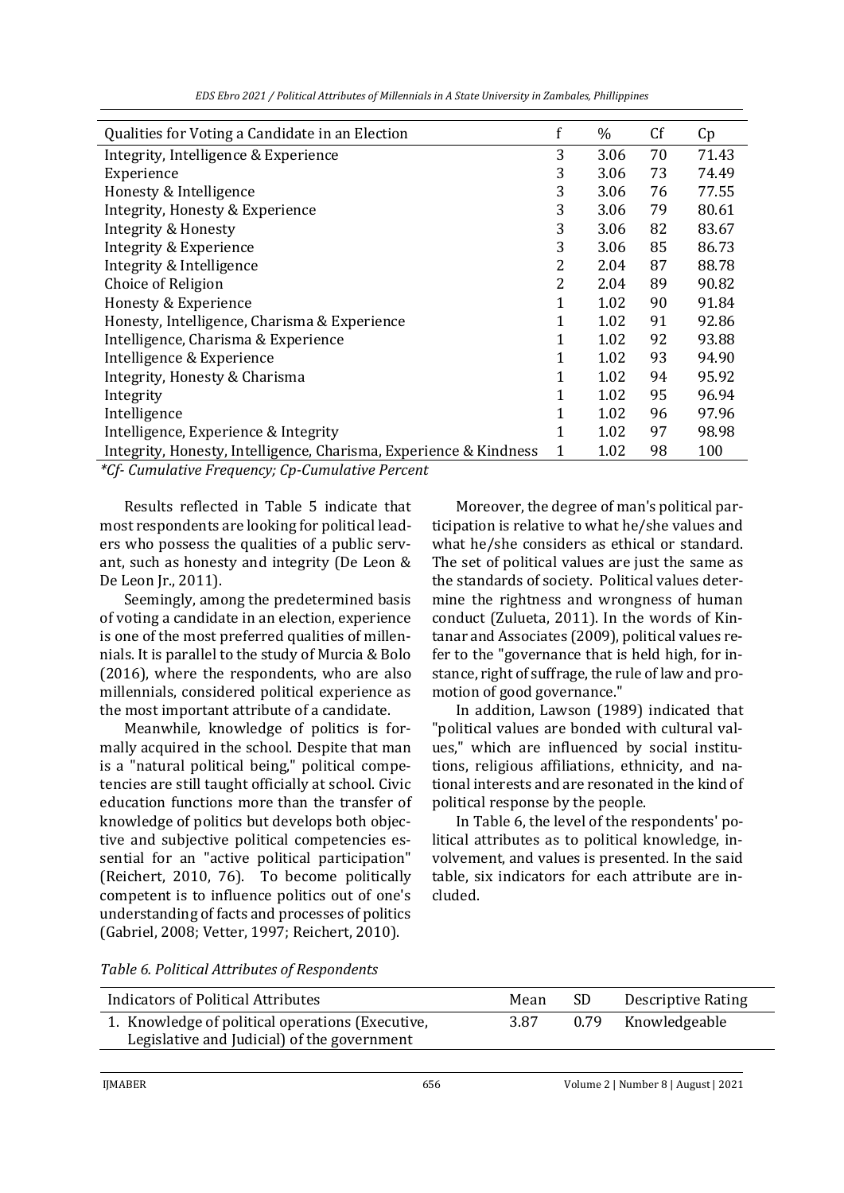| Qualities for Voting a Candidate in an Election | f | % | Cf | Cp |
|---|---|---|---|---|
| Integrity, Intelligence & Experience | 3 | 3.06 | 70 | 71.43 |
| Experience | 3 | 3.06 | 73 | 74.49 |
| Honesty & Intelligence | 3 | 3.06 | 76 | 77.55 |
| Integrity, Honesty & Experience | 3 | 3.06 | 79 | 80.61 |
| Integrity & Honesty | 3 | 3.06 | 82 | 83.67 |
| Integrity & Experience | 3 | 3.06 | 85 | 86.73 |
| Integrity & Intelligence | 2 | 2.04 | 87 | 88.78 |
| Choice of Religion | 2 | 2.04 | 89 | 90.82 |
| Honesty & Experience | 1 | 1.02 | 90 | 91.84 |
| Honesty, Intelligence, Charisma & Experience | 1 | 1.02 | 91 | 92.86 |
| Intelligence, Charisma & Experience | 1 | 1.02 | 92 | 93.88 |
| Intelligence & Experience | 1 | 1.02 | 93 | 94.90 |
| Integrity, Honesty & Charisma | 1 | 1.02 | 94 | 95.92 |
| Integrity | 1 | 1.02 | 95 | 96.94 |
| Intelligence | 1 | 1.02 | 96 | 97.96 |
| Intelligence, Experience & Integrity | 1 | 1.02 | 97 | 98.98 |
| Integrity, Honesty, Intelligence, Charisma, Experience & Kindness | 1 | 1.02 | 98 | 100 |

*\*Cf- Cumulative Frequency; Cp-Cumulative Percent*

Results reflected in Table 5 indicate that most respondents are looking for political leaders who possess the qualities of a public servant, such as honesty and integrity (De Leon & De Leon Jr., 2011).

Seemingly, among the predetermined basis of voting a candidate in an election, experience is one of the most preferred qualities of millennials. It is parallel to the study of Murcia & Bolo (2016), where the respondents, who are also millennials, considered political experience as the most important attribute of a candidate.

Meanwhile, knowledge of politics is formally acquired in the school. Despite that man is a "natural political being," political competencies are still taught officially at school. Civic education functions more than the transfer of knowledge of politics but develops both objective and subjective political competencies essential for an "active political participation" (Reichert, 2010, 76). To become politically competent is to influence politics out of one's understanding of facts and processes of politics (Gabriel, 2008; Vetter, 1997; Reichert, 2010).

Moreover, the degree of man's political participation is relative to what he/she values and what he/she considers as ethical or standard. The set of political values are just the same as the standards of society. Political values determine the rightness and wrongness of human conduct (Zulueta, 2011). In the words of Kintanar and Associates (2009), political values refer to the "governance that is held high, for instance, right of suffrage, the rule of law and promotion of good governance."

In addition, Lawson (1989) indicated that "political values are bonded with cultural values," which are influenced by social institutions, religious affiliations, ethnicity, and national interests and are resonated in the kind of political response by the people.

In Table 6, the level of the respondents' political attributes as to political knowledge, involvement, and values is presented. In the said table, six indicators for each attribute are included.

*Table 6. Political Attributes of Respondents*

| Indicators of Political Attributes | Mean | SD | Descriptive Rating |
|---|---|---|---|
| 1. Knowledge of political operations (Executive, Legislative and Judicial) of the government | 3.87 | 0.79 | Knowledgeable |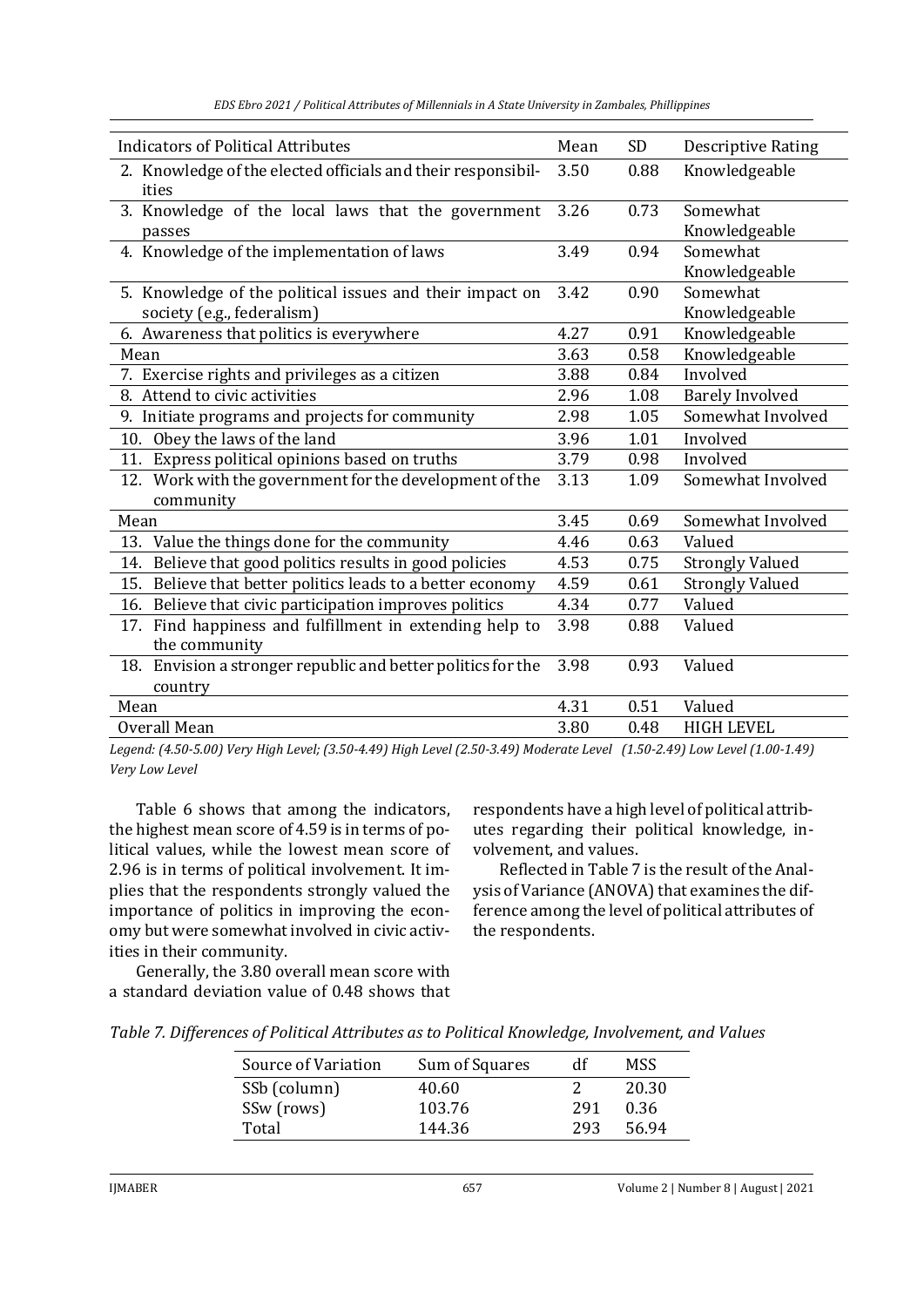| Indicators of Political Attributes | Mean | SD | Descriptive Rating |
|---|---|---|---|
| 2. Knowledge of the elected officials and their responsibilities | 3.50 | 0.88 | Knowledgeable |
| 3. Knowledge of the local laws that the government passes | 3.26 | 0.73 | Somewhat Knowledgeable |
| 4. Knowledge of the implementation of laws | 3.49 | 0.94 | Somewhat Knowledgeable |
| 5. Knowledge of the political issues and their impact on society (e.g., federalism) | 3.42 | 0.90 | Somewhat Knowledgeable |
| 6. Awareness that politics is everywhere | 4.27 | 0.91 | Knowledgeable |
| Mean | 3.63 | 0.58 | Knowledgeable |
| 7. Exercise rights and privileges as a citizen | 3.88 | 0.84 | Involved |
| 8. Attend to civic activities | 2.96 | 1.08 | Barely Involved |
| 9. Initiate programs and projects for community | 2.98 | 1.05 | Somewhat Involved |
| 10. Obey the laws of the land | 3.96 | 1.01 | Involved |
| 11. Express political opinions based on truths | 3.79 | 0.98 | Involved |
| 12. Work with the government for the development of the community | 3.13 | 1.09 | Somewhat Involved |
| Mean | 3.45 | 0.69 | Somewhat Involved |
| 13. Value the things done for the community | 4.46 | 0.63 | Valued |
| 14. Believe that good politics results in good policies | 4.53 | 0.75 | Strongly Valued |
| 15. Believe that better politics leads to a better economy | 4.59 | 0.61 | Strongly Valued |
| 16. Believe that civic participation improves politics | 4.34 | 0.77 | Valued |
| 17. Find happiness and fulfillment in extending help to the community | 3.98 | 0.88 | Valued |
| 18. Envision a stronger republic and better politics for the country | 3.98 | 0.93 | Valued |
| Mean | 4.31 | 0.51 | Valued |
| Overall Mean | 3.80 | 0.48 | HIGH LEVEL |

*Legend: (4.50-5.00) Very High Level; (3.50-4.49) High Level (2.50-3.49) Moderate Level (1.50-2.49) Low Level (1.00-1.49) Very Low Level*

Table 6 shows that among the indicators, the highest mean score of 4.59 is in terms of political values, while the lowest mean score of 2.96 is in terms of political involvement. It implies that the respondents strongly valued the importance of politics in improving the economy but were somewhat involved in civic activities in their community.

Generally, the 3.80 overall mean score with a standard deviation value of 0.48 shows that respondents have a high level of political attributes regarding their political knowledge, involvement, and values.

Reflected in Table 7 is the result of the Analysis of Variance (ANOVA) that examines the difference among the level of political attributes of the respondents.

*Table 7. Differences of Political Attributes as to Political Knowledge, Involvement, and Values*

| Source of Variation | Sum of Squares | df | MSS |
|---|---|---|---|
| SSb (column) | 40.60 | 2 | 20.30 |
| SSw (rows) | 103.76 | 291 | 0.36 |
| Total | 144.36 | 293 | 56.94 |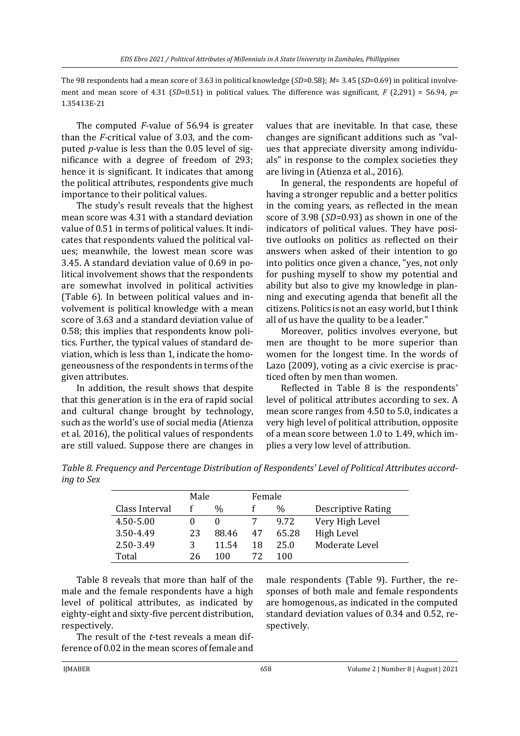The 98 respondents had a mean score of 3.63 in political knowledge (*SD*=0.58); *M*= 3.45 (*SD*=0.69) in political involvement and mean score of 4.31 (*SD*=0.51) in political values. The difference was significant, $F$ (2,291) = 56.94, $p$= 1.35413E-21

The computed *F*-value of 56.94 is greater than the *F*-critical value of 3.03, and the computed *p*-value is less than the 0.05 level of significance with a degree of freedom of 293; hence it is significant. It indicates that among the political attributes, respondents give much importance to their political values.

The study's result reveals that the highest mean score was 4.31 with a standard deviation value of 0.51 in terms of political values. It indicates that respondents valued the political values; meanwhile, the lowest mean score was 3.45. A standard deviation value of 0.69 in political involvement shows that the respondents are somewhat involved in political activities (Table 6). In between political values and involvement is political knowledge with a mean score of 3.63 and a standard deviation value of 0.58; this implies that respondents know politics. Further, the typical values of standard deviation, which is less than 1, indicate the homogeneousness of the respondents in terms of the given attributes.

In addition, the result shows that despite that this generation is in the era of rapid social and cultural change brought by technology, such as the world's use of social media (Atienza et al. 2016), the political values of respondents are still valued. Suppose there are changes in values that are inevitable. In that case, these changes are significant additions such as "values that appreciate diversity among individuals" in response to the complex societies they are living in (Atienza et al., 2016).

In general, the respondents are hopeful of having a stronger republic and a better politics in the coming years, as reflected in the mean score of 3.98 (*SD*=0.93) as shown in one of the indicators of political values. They have positive outlooks on politics as reflected on their answers when asked of their intention to go into politics once given a chance, "yes, not only for pushing myself to show my potential and ability but also to give my knowledge in planning and executing agenda that benefit all the citizens. Politics is not an easy world, but I think all of us have the quality to be a leader."

Moreover, politics involves everyone, but men are thought to be more superior than women for the longest time. In the words of Lazo (2009), voting as a civic exercise is practiced often by men than women.

Reflected in Table 8 is the respondents' level of political attributes according to sex. A mean score ranges from 4.50 to 5.0, indicates a very high level of political attribution, opposite of a mean score between 1.0 to 1.49, which implies a very low level of attribution.

*Table 8. Frequency and Percentage Distribution of Respondents' Level of Political Attributes according to Sex*

| | Male | | Female | | |
|---|---|---|---|---|---|
| Class Interval | f | % | f | % | Descriptive Rating |
| 4.50-5.00 | 0 | 0 | 7 | 9.72 | Very High Level |
| 3.50-4.49 | 23 | 88.46 | 47 | 65.28 | High Level |
| 2.50-3.49 | 3 | 11.54 | 18 | 25.0 | Moderate Level |
| Total | 26 | 100 | 72 | 100 | |

Table 8 reveals that more than half of the male and the female respondents have a high level of political attributes, as indicated by eighty-eight and sixty-five percent distribution, respectively.

The result of the *t*-test reveals a mean difference of 0.02 in the mean scores of female and male respondents (Table 9). Further, the responses of both male and female respondents are homogenous, as indicated in the computed standard deviation values of 0.34 and 0.52, respectively.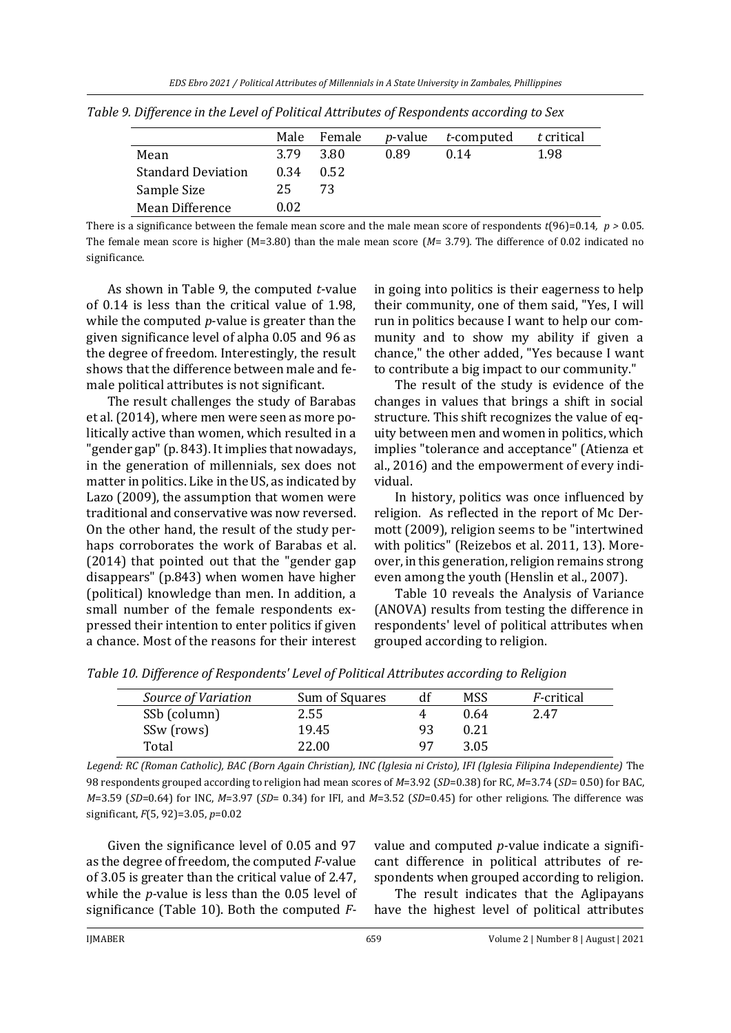*Table 9. Difference in the Level of Political Attributes of Respondents according to Sex*

| | Male | Female | *p*-value | *t*-computed | *t* critical |
|---|---|---|---|---|---|
| Mean | 3.79 | 3.80 | 0.89 | 0.14 | 1.98 |
| Standard Deviation | 0.34 | 0.52 | | | |
| Sample Size | 25 | 73 | | | |
| Mean Difference | 0.02 | | | | |

There is a significance between the female mean score and the male mean score of respondents $t(96)=0.14$, $p > 0.05$. The female mean score is higher (M=3.80) than the male mean score ($M$= 3.79). The difference of 0.02 indicated no significance.

As shown in Table 9, the computed *t*-value of 0.14 is less than the critical value of 1.98, while the computed *p*-value is greater than the given significance level of alpha 0.05 and 96 as the degree of freedom. Interestingly, the result shows that the difference between male and female political attributes is not significant.

The result challenges the study of Barabas et al. (2014), where men were seen as more politically active than women, which resulted in a "gender gap" (p. 843). It implies that nowadays, in the generation of millennials, sex does not matter in politics. Like in the US, as indicated by Lazo (2009), the assumption that women were traditional and conservative was now reversed. On the other hand, the result of the study perhaps corroborates the work of Barabas et al. (2014) that pointed out that the "gender gap disappears" (p.843) when women have higher (political) knowledge than men. In addition, a small number of the female respondents expressed their intention to enter politics if given a chance. Most of the reasons for their interest in going into politics is their eagerness to help their community, one of them said, "Yes, I will run in politics because I want to help our community and to show my ability if given a chance," the other added, "Yes because I want to contribute a big impact to our community."

The result of the study is evidence of the changes in values that brings a shift in social structure. This shift recognizes the value of equity between men and women in politics, which implies "tolerance and acceptance" (Atienza et al., 2016) and the empowerment of every individual.

In history, politics was once influenced by religion. As reflected in the report of Mc Dermott (2009), religion seems to be "intertwined with politics" (Reizebos et al. 2011, 13). Moreover, in this generation, religion remains strong even among the youth (Henslin et al., 2007).

Table 10 reveals the Analysis of Variance (ANOVA) results from testing the difference in respondents' level of political attributes when grouped according to religion.

*Table 10. Difference of Respondents' Level of Political Attributes according to Religion*

| *Source of Variation* | Sum of Squares | df | MSS | *F*-critical |
|---|---|---|---|---|
| SSb (column) | 2.55 | 4 | 0.64 | 2.47 |
| SSw (rows) | 19.45 | 93 | 0.21 | |
| Total | 22.00 | 97 | 3.05 | |

*Legend: RC (Roman Catholic), BAC (Born Again Christian), INC (Iglesia ni Cristo), IFI (Iglesia Filipina Independiente)* The 98 respondents grouped according to religion had mean scores of $M$=3.92 ($SD$=0.38) for RC, $M$=3.74 ($SD$= 0.50) for BAC, $M$=3.59 ($SD$=0.64) for INC, $M$=3.97 ($SD$= 0.34) for IFI, and $M$=3.52 ($SD$=0.45) for other religions. The difference was significant, $F(5, 92)=3.05$, $p$=0.02

Given the significance level of 0.05 and 97 as the degree of freedom, the computed *F*-value of 3.05 is greater than the critical value of 2.47, while the *p*-value is less than the 0.05 level of significance (Table 10). Both the computed *F*-value and computed *p*-value indicate a significant difference in political attributes of respondents when grouped according to religion.

The result indicates that the Aglipayans have the highest level of political attributes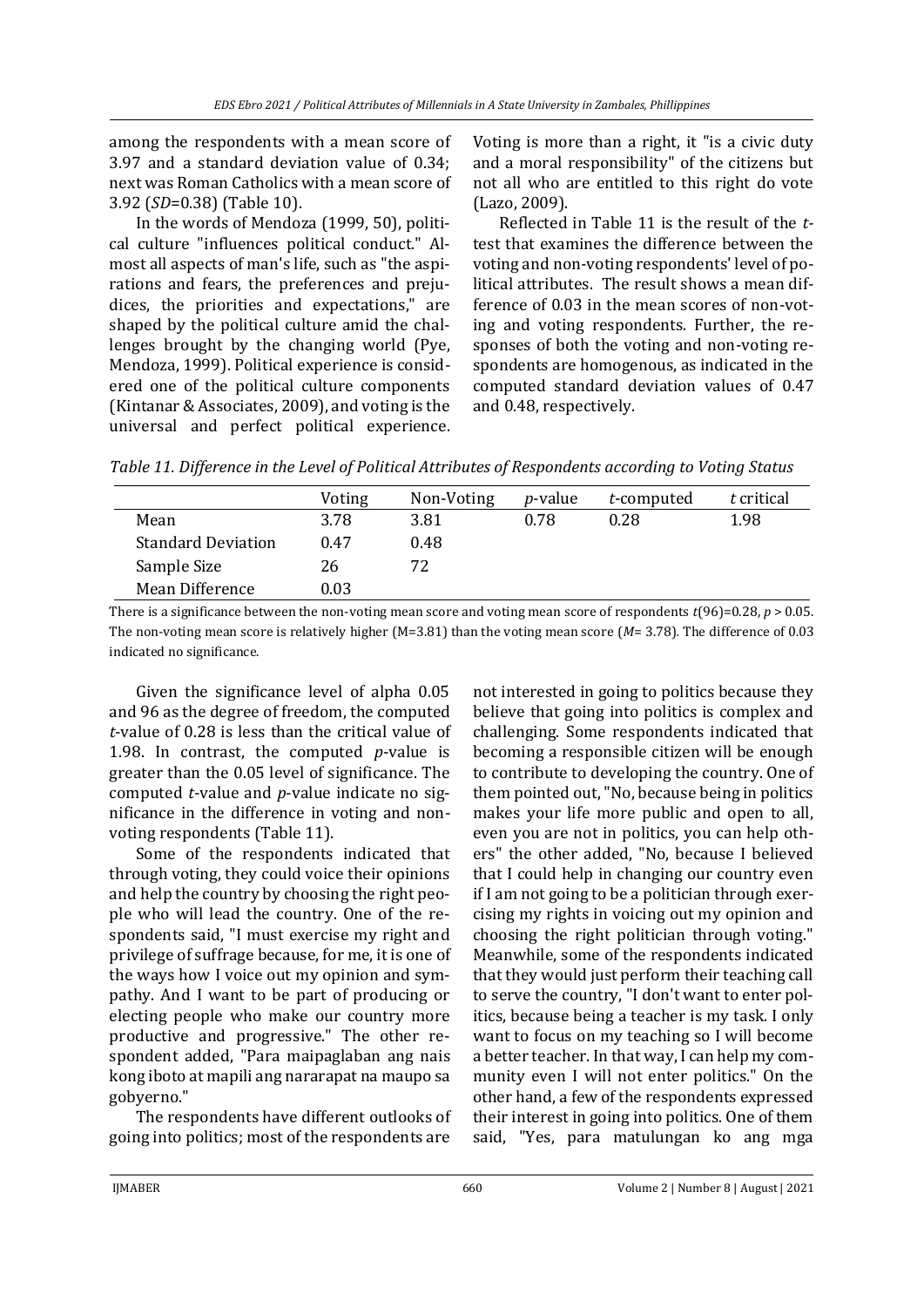among the respondents with a mean score of 3.97 and a standard deviation value of 0.34; next was Roman Catholics with a mean score of 3.92 (*SD*=0.38) (Table 10).

In the words of Mendoza (1999, 50), political culture "influences political conduct." Almost all aspects of man's life, such as "the aspirations and fears, the preferences and prejudices, the priorities and expectations," are shaped by the political culture amid the challenges brought by the changing world (Pye, Mendoza, 1999). Political experience is considered one of the political culture components (Kintanar & Associates, 2009), and voting is the universal and perfect political experience. Voting is more than a right, it "is a civic duty and a moral responsibility" of the citizens but not all who are entitled to this right do vote (Lazo, 2009).

Reflected in Table 11 is the result of the *t*-test that examines the difference between the voting and non-voting respondents' level of political attributes. The result shows a mean difference of 0.03 in the mean scores of non-voting and voting respondents. Further, the responses of both the voting and non-voting respondents are homogenous, as indicated in the computed standard deviation values of 0.47 and 0.48, respectively.

*Table 11. Difference in the Level of Political Attributes of Respondents according to Voting Status*

| | Voting | Non-Voting | *p*-value | *t*-computed | *t* critical |
|---|---|---|---|---|---|
| Mean | 3.78 | 3.81 | 0.78 | 0.28 | 1.98 |
| Standard Deviation | 0.47 | 0.48 | | | |
| Sample Size | 26 | 72 | | | |
| Mean Difference | 0.03 | | | | |

There is a significance between the non-voting mean score and voting mean score of respondents $t(96)=0.28$, $p > 0.05$. The non-voting mean score is relatively higher (M=3.81) than the voting mean score (*M*= 3.78). The difference of 0.03 indicated no significance.

Given the significance level of alpha 0.05 and 96 as the degree of freedom, the computed *t*-value of 0.28 is less than the critical value of 1.98. In contrast, the computed *p*-value is greater than the 0.05 level of significance. The computed *t*-value and *p*-value indicate no significance in the difference in voting and non-voting respondents (Table 11).

Some of the respondents indicated that through voting, they could voice their opinions and help the country by choosing the right people who will lead the country. One of the respondents said, "I must exercise my right and privilege of suffrage because, for me, it is one of the ways how I voice out my opinion and sympathy. And I want to be part of producing or electing people who make our country more productive and progressive." The other respondent added, "Para maipaglaban ang nais kong iboto at mapili ang nararapat na maupo sa gobyerno."

The respondents have different outlooks of going into politics; most of the respondents are not interested in going to politics because they believe that going into politics is complex and challenging. Some respondents indicated that becoming a responsible citizen will be enough to contribute to developing the country. One of them pointed out, "No, because being in politics makes your life more public and open to all, even you are not in politics, you can help others" the other added, "No, because I believed that I could help in changing our country even if I am not going to be a politician through exercising my rights in voicing out my opinion and choosing the right politician through voting." Meanwhile, some of the respondents indicated that they would just perform their teaching call to serve the country, "I don't want to enter politics, because being a teacher is my task. I only want to focus on my teaching so I will become a better teacher. In that way, I can help my community even I will not enter politics." On the other hand, a few of the respondents expressed their interest in going into politics. One of them said, "Yes, para matulungan ko ang mga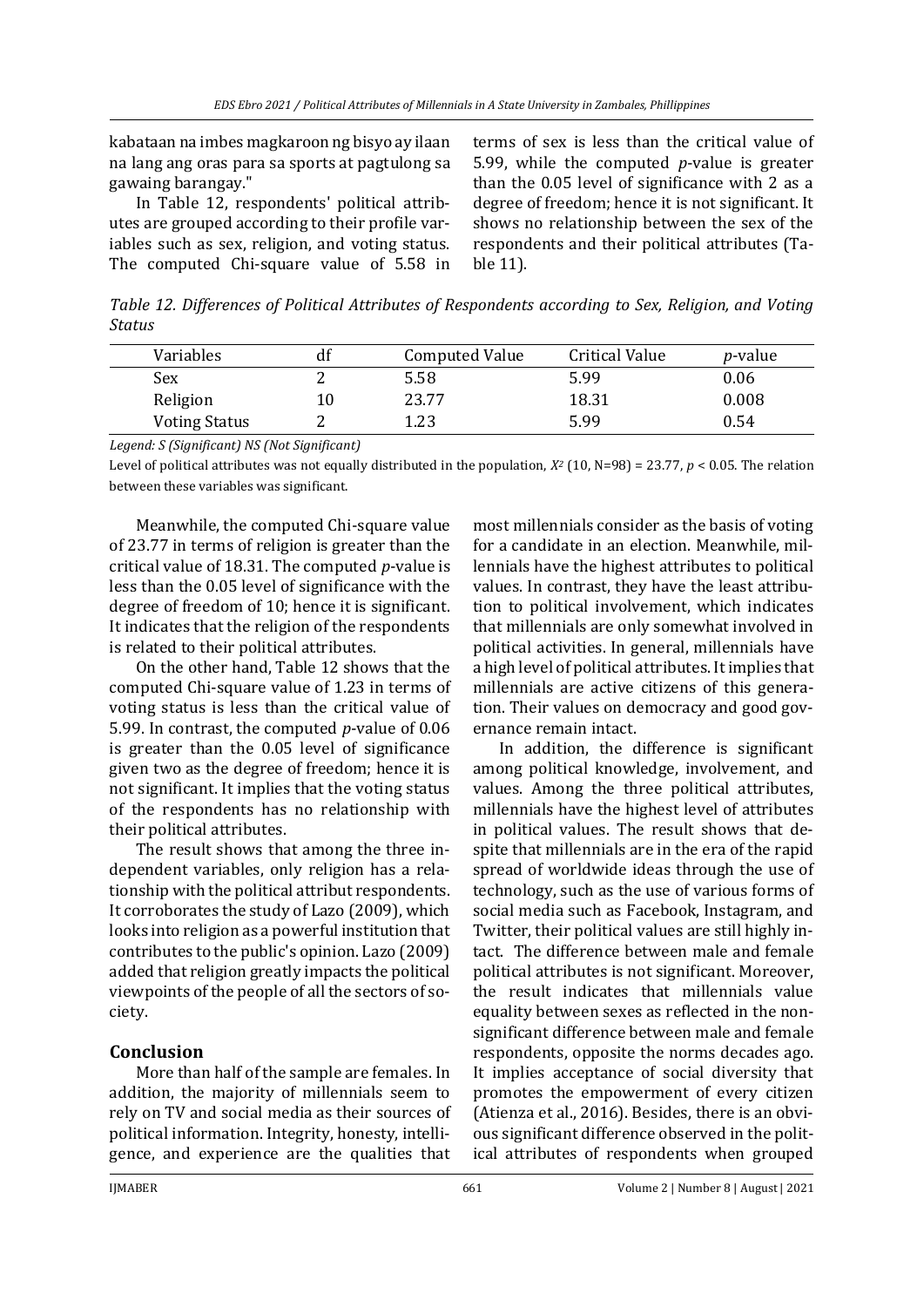kabataan na imbes magkaroon ng bisyo ay ilaan na lang ang oras para sa sports at pagtulong sa gawaing barangay."

In Table 12, respondents' political attributes are grouped according to their profile variables such as sex, religion, and voting status. The computed Chi-square value of 5.58 in terms of sex is less than the critical value of 5.99, while the computed *p*-value is greater than the 0.05 level of significance with 2 as a degree of freedom; hence it is not significant. It shows no relationship between the sex of the respondents and their political attributes (Table 11).

*Table 12. Differences of Political Attributes of Respondents according to Sex, Religion, and Voting Status*

| Variables | df | Computed Value | Critical Value | *p*-value |
|---|---|---|---|---|
| Sex | 2 | 5.58 | 5.99 | 0.06 |
| Religion | 10 | 23.77 | 18.31 | 0.008 |
| Voting Status | 2 | 1.23 | 5.99 | 0.54 |

*Legend: S (Significant) NS (Not Significant)*

Level of political attributes was not equally distributed in the population, $X^2$ (10, N=98) = 23.77, $p < 0.05$. The relation between these variables was significant.

Meanwhile, the computed Chi-square value of 23.77 in terms of religion is greater than the critical value of 18.31. The computed *p*-value is less than the 0.05 level of significance with the degree of freedom of 10; hence it is significant. It indicates that the religion of the respondents is related to their political attributes.

On the other hand, Table 12 shows that the computed Chi-square value of 1.23 in terms of voting status is less than the critical value of 5.99. In contrast, the computed *p*-value of 0.06 is greater than the 0.05 level of significance given two as the degree of freedom; hence it is not significant. It implies that the voting status of the respondents has no relationship with their political attributes.

The result shows that among the three independent variables, only religion has a relationship with the political attribut respondents. It corroborates the study of Lazo (2009), which looks into religion as a powerful institution that contributes to the public's opinion. Lazo (2009) added that religion greatly impacts the political viewpoints of the people of all the sectors of society.

## Conclusion

More than half of the sample are females. In addition, the majority of millennials seem to rely on TV and social media as their sources of political information. Integrity, honesty, intelligence, and experience are the qualities that most millennials consider as the basis of voting for a candidate in an election. Meanwhile, millennials have the highest attributes to political values. In contrast, they have the least attribution to political involvement, which indicates that millennials are only somewhat involved in political activities. In general, millennials have a high level of political attributes. It implies that millennials are active citizens of this generation. Their values on democracy and good governance remain intact.

In addition, the difference is significant among political knowledge, involvement, and values. Among the three political attributes, millennials have the highest level of attributes in political values. The result shows that despite that millennials are in the era of the rapid spread of worldwide ideas through the use of technology, such as the use of various forms of social media such as Facebook, Instagram, and Twitter, their political values are still highly intact. The difference between male and female political attributes is not significant. Moreover, the result indicates that millennials value equality between sexes as reflected in the non-significant difference between male and female respondents, opposite the norms decades ago. It implies acceptance of social diversity that promotes the empowerment of every citizen (Atienza et al., 2016). Besides, there is an obvious significant difference observed in the political attributes of respondents when grouped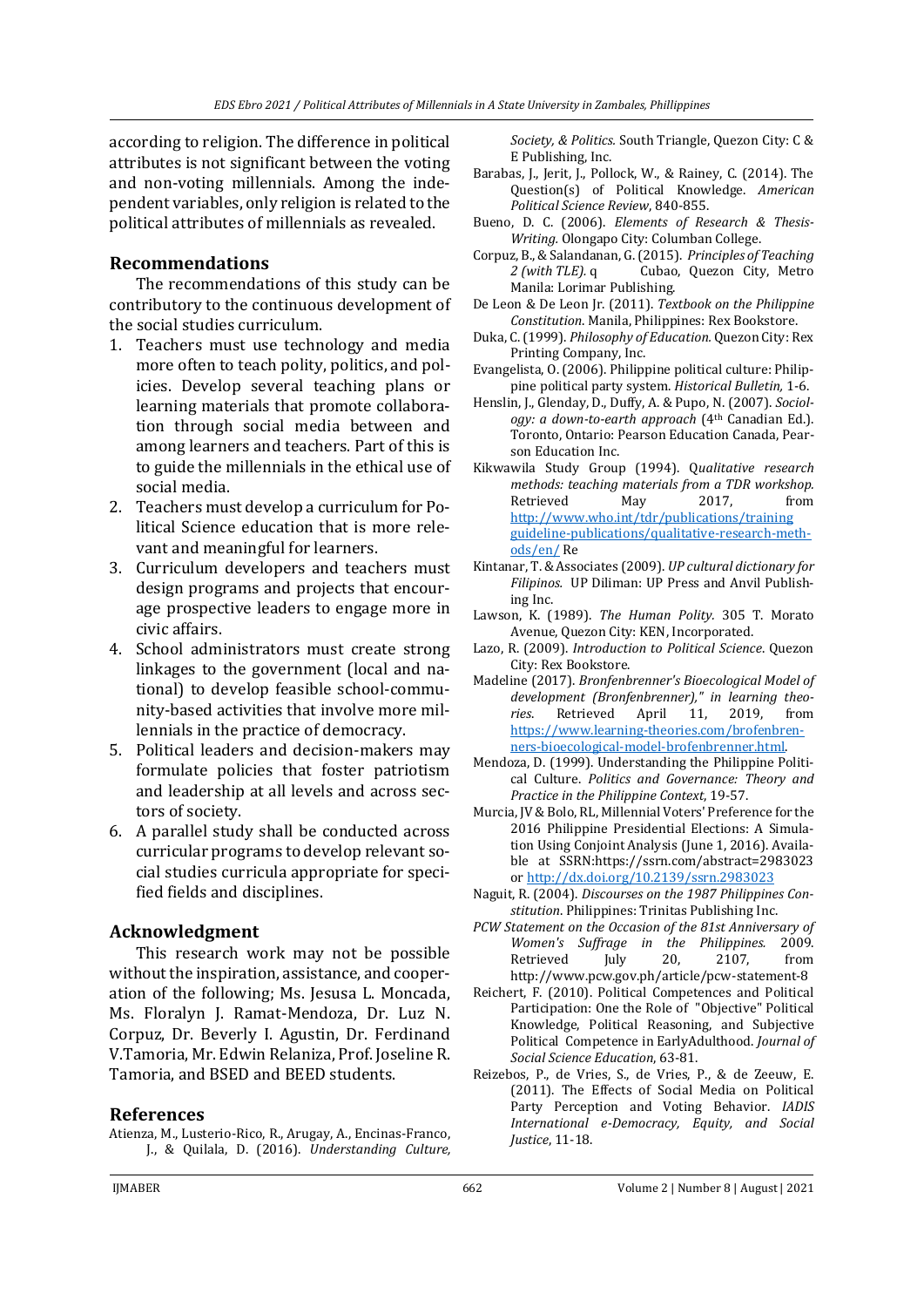according to religion. The difference in political attributes is not significant between the voting and non-voting millennials. Among the independent variables, only religion is related to the political attributes of millennials as revealed.

## Recommendations

The recommendations of this study can be contributory to the continuous development of the social studies curriculum.

1. Teachers must use technology and media more often to teach polity, politics, and policies. Develop several teaching plans or learning materials that promote collaboration through social media between and among learners and teachers. Part of this is to guide the millennials in the ethical use of social media.
2. Teachers must develop a curriculum for Political Science education that is more relevant and meaningful for learners.
3. Curriculum developers and teachers must design programs and projects that encourage prospective leaders to engage more in civic affairs.
4. School administrators must create strong linkages to the government (local and national) to develop feasible school-community-based activities that involve more millennials in the practice of democracy.
5. Political leaders and decision-makers may formulate policies that foster patriotism and leadership at all levels and across sectors of society.
6. A parallel study shall be conducted across curricular programs to develop relevant social studies curricula appropriate for specified fields and disciplines.

## Acknowledgment

This research work may not be possible without the inspiration, assistance, and cooperation of the following; Ms. Jesusa L. Moncada, Ms. Floralyn J. Ramat-Mendoza, Dr. Luz N. Corpuz, Dr. Beverly I. Agustin, Dr. Ferdinand V.Tamoria, Mr. Edwin Relaniza, Prof. Joseline R. Tamoria, and BSED and BEED students.

## References

Atienza, M., Lusterio-Rico, R., Arugay, A., Encinas-Franco, J., & Quilala, D. (2016). *Understanding Culture, Society, & Politics.* South Triangle, Quezon City: C & E Publishing, Inc.

Barabas, J., Jerit, J., Pollock, W., & Rainey, C. (2014). The Question(s) of Political Knowledge. *American Political Science Review*, 840-855.

Bueno, D. C. (2006). *Elements of Research & Thesis-Writing.* Olongapo City: Columban College.

Corpuz, B., & Salandanan, G. (2015). *Principles of Teaching 2 (with TLE).* q Cubao, Quezon City, Metro Manila: Lorimar Publishing.

De Leon & De Leon Jr. (2011). *Textbook on the Philippine Constitution*. Manila, Philippines: Rex Bookstore.

Duka, C. (1999). *Philosophy of Education.* Quezon City: Rex Printing Company, Inc.

Evangelista, O. (2006). Philippine political culture: Philippine political party system. *Historical Bulletin*, 1-6.

Henslin, J., Glenday, D., Duffy, A. & Pupo, N. (2007). *Sociology: a down-to-earth approach* (4th Canadian Ed.). Toronto, Ontario: Pearson Education Canada, Pearson Education Inc.

Kikwawila Study Group (1994). Q*ualitative research methods: teaching materials from a TDR workshop.* Retrieved May 2017, from http://www.who.int/tdr/publications/training guideline-publications/qualitative-research-methods/en/ Re

Kintanar, T. & Associates (2009). *UP cultural dictionary for Filipinos.* UP Diliman: UP Press and Anvil Publishing Inc.

Lawson, K. (1989). *The Human Polity.* 305 T. Morato Avenue, Quezon City: KEN, Incorporated.

Lazo, R. (2009). *Introduction to Political Science*. Quezon City: Rex Bookstore.

Madeline (2017). *Bronfenbrenner's Bioecological Model of development (Bronfenbrenner)," in learning theories*. Retrieved April 11, 2019, from https://www.learning-theories.com/brofenbreners-bioecological-model-brofenbrenner.html.

Mendoza, D. (1999). Understanding the Philippine Political Culture. *Politics and Governance: Theory and Practice in the Philippine Context*, 19-57.

Murcia, JV & Bolo, RL, Millennial Voters' Preference for the 2016 Philippine Presidential Elections: A Simulation Using Conjoint Analysis (June 1, 2016). Available at SSRN:https://ssrn.com/abstract=2983023 or http://dx.doi.org/10.2139/ssrn.2983023

Naguit, R. (2004). *Discourses on the 1987 Philippines Constitution*. Philippines: Trinitas Publishing Inc.

*PCW Statement on the Occasion of the 81st Anniversary of Women's Suffrage in the Philippines.* 2009. Retrieved July 20, 2107, from http://www.pcw.gov.ph/article/pcw-statement-8

Reichert, F. (2010). Political Competences and Political Participation: One the Role of "Objective" Political Knowledge, Political Reasoning, and Subjective Political Competence in EarlyAdulthood. *Journal of Social Science Education*, 63-81.

Reizebos, P., de Vries, S., de Vries, P., & de Zeeuw, E. (2011). The Effects of Social Media on Political Party Perception and Voting Behavior. *IADIS International e-Democracy, Equity, and Social Justice*, 11-18.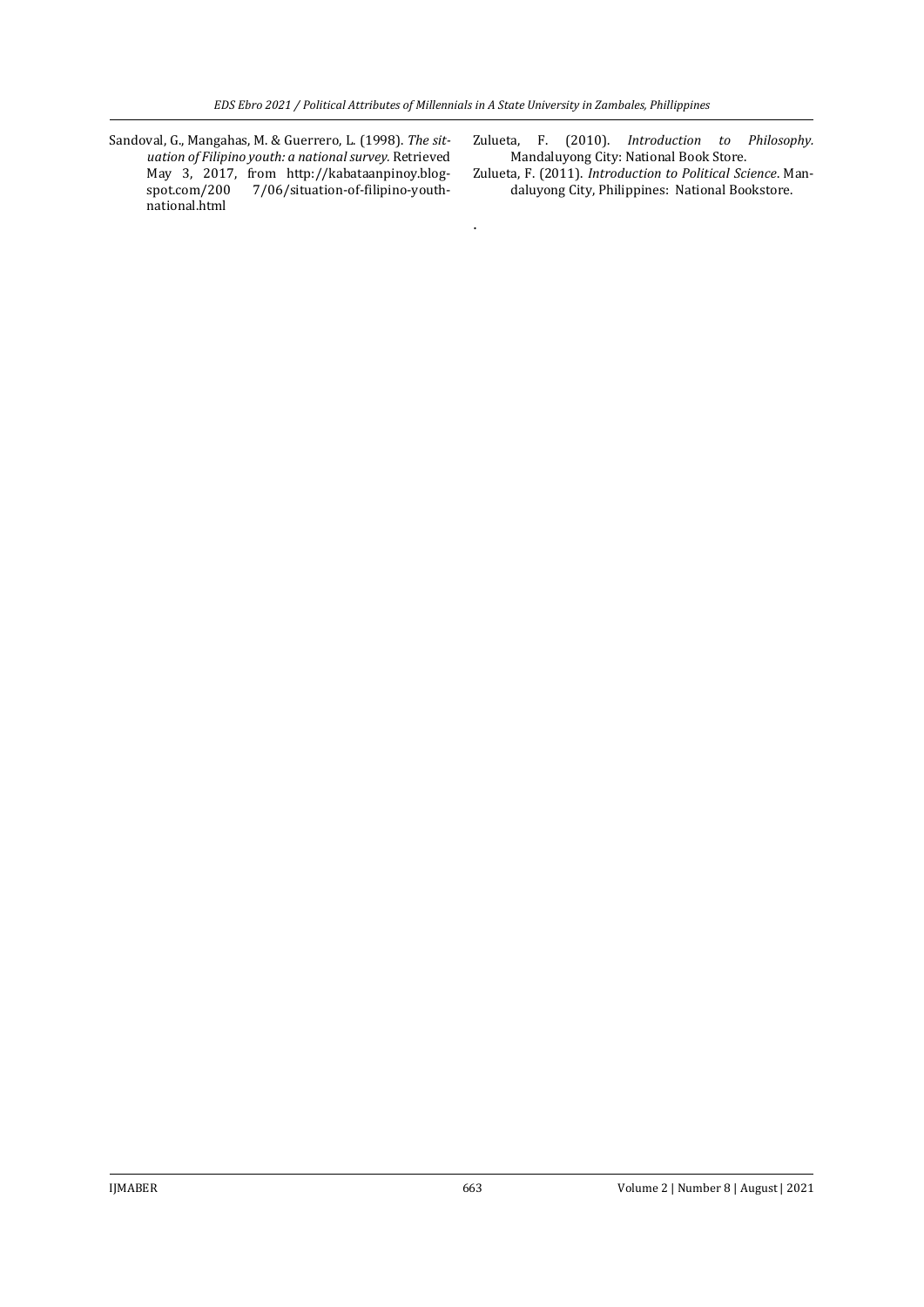Sandoval, G., Mangahas, M. & Guerrero, L. (1998). *The situation of Filipino youth: a national survey.* Retrieved May 3, 2017, from http://kabataanpinoy.blogspot.com/2007/06/situation-of-filipino-youth-national.html

Zulueta, F. (2010). *Introduction to Philosophy.* Mandaluyong City: National Book Store.

Zulueta, F. (2011). *Introduction to Political Science*. Mandaluyong City, Philippines: National Bookstore.

.